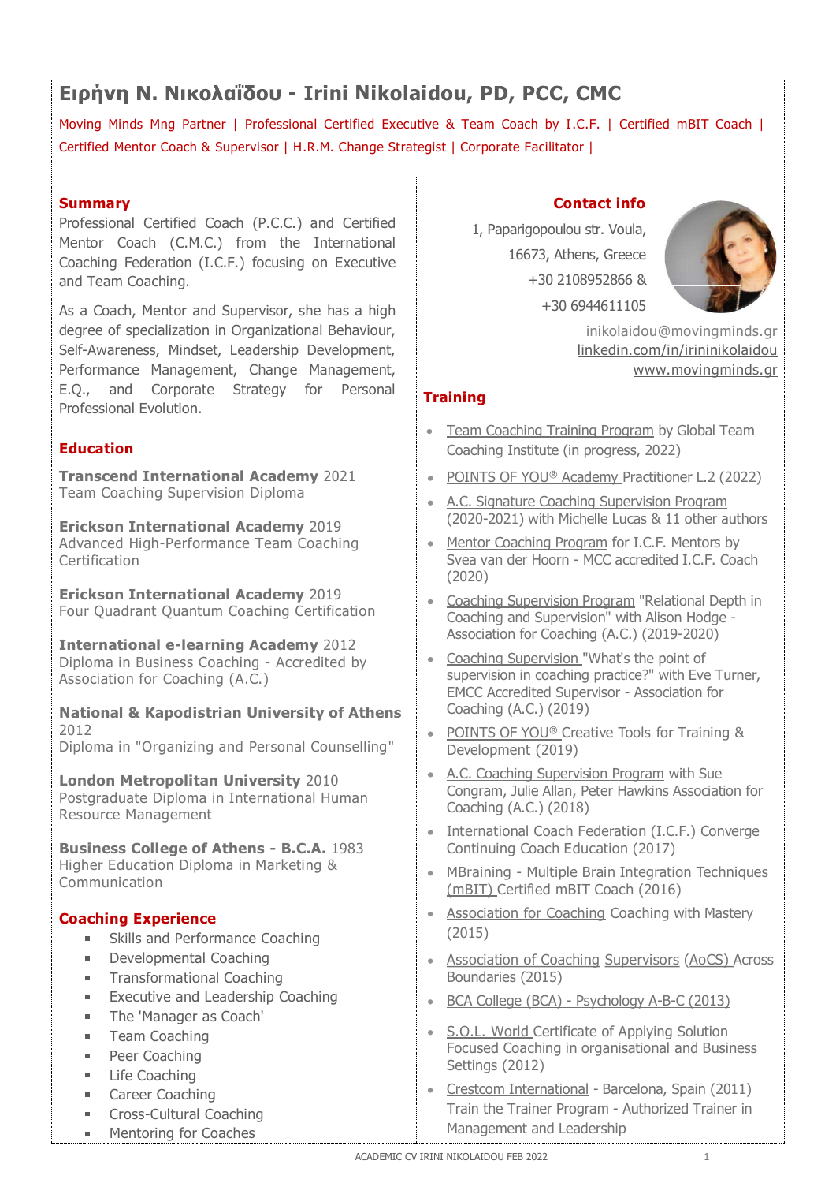# Ειρήνη Ν. Νικολαΐδου - Irini Nikolaidou, PD, PCC, CMC

Moving Minds Mng Partner | Professional Certified Executive & Team Coach by I.C.F. | Certified mBIT Coach | Certified Mentor Coach & Supervisor | H.R.M. Change Strategist | Corporate Facilitator |

## Summary

Professional Certified Coach (P.C.C.) and Certified Mentor Coach (C.M.C.) from the International Coaching Federation (I.C.F.) focusing on Executive and Team Coaching.

As a Coach, Mentor and Supervisor, she has a high degree of specialization in Organizational Behaviour, Self-Awareness, Mindset, Leadership Development, Performance Management, Change Management, E.Q., and Corporate Strategy for Personal Professional Evolution.

## Education

**Transcend International Academy** 2021
Team Coaching Supervision Diploma

**Erickson International Academy** 2019
Advanced High-Performance Team Coaching Certification

**Erickson International Academy** 2019
Four Quadrant Quantum Coaching Certification

**International e-learning Academy** 2012
Diploma in Business Coaching - Accredited by Association for Coaching (A.C.)

**National & Kapodistrian University of Athens** 2012
Diploma in "Organizing and Personal Counselling"

**London Metropolitan University** 2010
Postgraduate Diploma in International Human Resource Management

**Business College of Athens - B.C.A.** 1983
Higher Education Diploma in Marketing & Communication

## Coaching Experience

- Skills and Performance Coaching
- Developmental Coaching
- Transformational Coaching
- Executive and Leadership Coaching
- The 'Manager as Coach'
- Team Coaching
- Peer Coaching
- Life Coaching
- Career Coaching
- Cross-Cultural Coaching
- Mentoring for Coaches

## Contact info

1, Paparigopoulou str. Voula,
16673, Athens, Greece
+30 2108952866 &
+30 6944611105

inikolaidou@movingminds.gr
linkedin.com/in/irininikolaidou
www.movingminds.gr

## Training

- Team Coaching Training Program by Global Team Coaching Institute (in progress, 2022)
- POINTS OF YOU® Academy Practitioner L.2 (2022)
- A.C. Signature Coaching Supervision Program (2020-2021) with Michelle Lucas & 11 other authors
- Mentor Coaching Program for I.C.F. Mentors by Svea van der Hoorn - MCC accredited I.C.F. Coach (2020)
- Coaching Supervision Program "Relational Depth in Coaching and Supervision" with Alison Hodge - Association for Coaching (A.C.) (2019-2020)
- Coaching Supervision "What's the point of supervision in coaching practice?" with Eve Turner, EMCC Accredited Supervisor - Association for Coaching (A.C.) (2019)
- POINTS OF YOU® Creative Tools for Training & Development (2019)
- A.C. Coaching Supervision Program with Sue Congram, Julie Allan, Peter Hawkins Association for Coaching (A.C.) (2018)
- International Coach Federation (I.C.F.) Converge Continuing Coach Education (2017)
- MBraining - Multiple Brain Integration Techniques (mBIT) Certified mBIT Coach (2016)
- Association for Coaching Coaching with Mastery (2015)
- Association of Coaching Supervisors (AoCS) Across Boundaries (2015)
- BCA College (BCA) - Psychology A-B-C (2013)
- S.O.L. World Certificate of Applying Solution Focused Coaching in organisational and Business Settings (2012)
- Crestcom International - Barcelona, Spain (2011) Train the Trainer Program - Authorized Trainer in Management and Leadership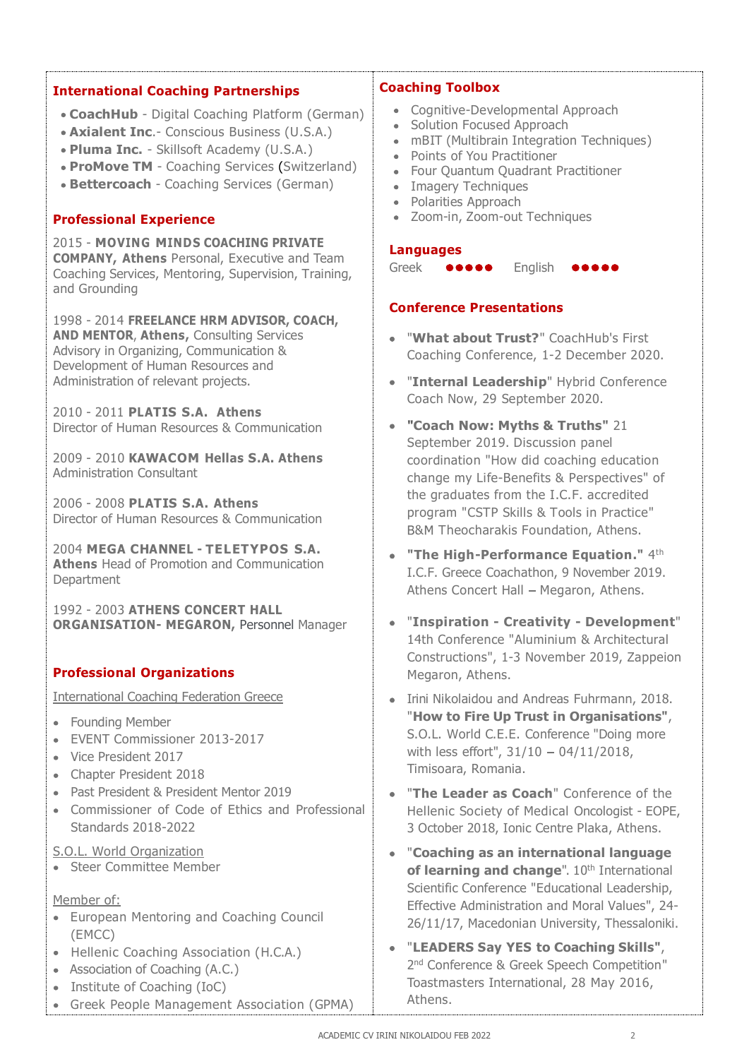## International Coaching Partnerships

- **CoachHub** - Digital Coaching Platform (German)
- **Axialent Inc**.- Conscious Business (U.S.A.)
- **Pluma Inc.** - Skillsoft Academy (U.S.A.)
- **ProMove TM** - Coaching Services (Switzerland)
- **Bettercoach** - Coaching Services (German)

## Professional Experience

2015 - **MOVING MINDS COACHING PRIVATE COMPANY, Athens** Personal, Executive and Team Coaching Services, Mentoring, Supervision, Training, and Grounding

1998 - 2014 **FREELANCE HRM ADVISOR, COACH, AND MENTOR**, **Athens,** Consulting Services Advisory in Organizing, Communication & Development of Human Resources and Administration of relevant projects.

2010 - 2011 **PLATIS S.A. Athens**
Director of Human Resources & Communication

2009 - 2010 **KAWACOM Hellas S.A. Athens**
Administration Consultant

2006 - 2008 **PLATIS S.A. Athens**
Director of Human Resources & Communication

2004 **MEGA CHANNEL - TELETYPOS S.A. Athens** Head of Promotion and Communication Department

1992 - 2003 **ATHENS CONCERT HALL ORGANISATION- MEGARON,** Personnel Manager

## Professional Organizations

International Coaching Federation Greece

- Founding Member
- EVENT Commissioner 2013-2017
- Vice President 2017
- Chapter President 2018
- Past President & President Mentor 2019
- Commissioner of Code of Ethics and Professional Standards 2018-2022

S.O.L. World Organization

- Steer Committee Member

Member of:

- European Mentoring and Coaching Council (EMCC)
- Hellenic Coaching Association (H.C.A.)
- Association of Coaching (A.C.)
- Institute of Coaching (IoC)
- Greek People Management Association (GPMA)

## Coaching Toolbox

- Cognitive-Developmental Approach
- Solution Focused Approach
- mBIT (Multibrain Integration Techniques)
- Points of You Practitioner
- Four Quantum Quadrant Practitioner
- Imagery Techniques
- Polarities Approach
- Zoom-in, Zoom-out Techniques

## Languages

Greek ●●●●● English ●●●●●

## Conference Presentations

- "**What about Trust?**" CoachHub's First Coaching Conference, 1-2 December 2020.
- "**Internal Leadership**" Hybrid Conference Coach Now, 29 September 2020.
- **"Coach Now: Myths & Truths"** 21 September 2019. Discussion panel coordination "How did coaching education change my Life-Benefits & Perspectives" of the graduates from the I.C.F. accredited program "CSTP Skills & Tools in Practice" B&M Theocharakis Foundation, Athens.
- **"The High-Performance Equation."** 4th I.C.F. Greece Coachathon, 9 November 2019. Athens Concert Hall – Megaron, Athens.
- "**Inspiration - Creativity - Development**" 14th Conference "Aluminium & Architectural Constructions", 1-3 November 2019, Zappeion Megaron, Athens.
- Irini Nikolaidou and Andreas Fuhrmann, 2018. "**How to Fire Up Trust in Organisations"**, S.O.L. World C.E.E. Conference "Doing more with less effort", 31/10 – 04/11/2018, Timisoara, Romania.
- "**The Leader as Coach**" Conference of the Hellenic Society of Medical Oncologist - EOPE, 3 October 2018, Ionic Centre Plaka, Athens.
- "**Coaching as an international language of learning and change**". 10th International Scientific Conference "Educational Leadership, Effective Administration and Moral Values", 24-26/11/17, Macedonian University, Thessaloniki.
- "**LEADERS Say YES to Coaching Skills"**, 2nd Conference & Greek Speech Competition" Toastmasters International, 28 May 2016, Athens.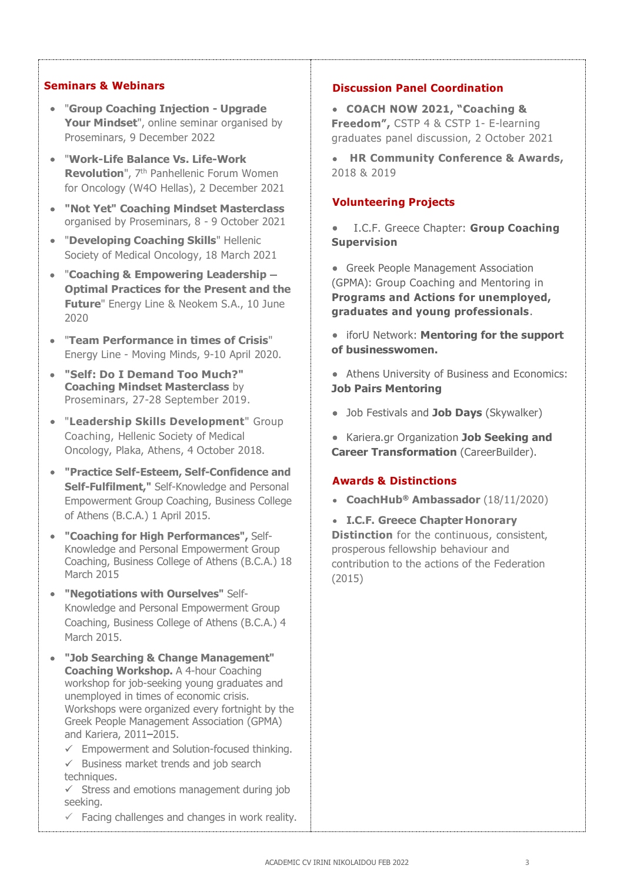## Seminars & Webinars

- "**Group Coaching Injection - Upgrade Your Mindset**", online seminar organised by Proseminars, 9 December 2022
- "**Work-Life Balance Vs. Life-Work Revolution**", 7th Panhellenic Forum Women for Oncology (W4O Hellas), 2 December 2021
- **"Not Yet" Coaching Mindset Masterclass** organised by Proseminars, 8 - 9 October 2021
- "**Developing Coaching Skills**" Hellenic Society of Medical Oncology, 18 March 2021
- "**Coaching & Empowering Leadership – Optimal Practices for the Present and the Future**" Energy Line & Neokem S.A., 10 June 2020
- "**Team Performance in times of Crisis**" Energy Line - Moving Minds, 9-10 April 2020.
- **"Self: Do I Demand Too Much?" Coaching Mindset Masterclass** by Proseminars, 27-28 September 2019.
- "**Leadership Skills Development**" Group Coaching, Hellenic Society of Medical Oncology, Plaka, Athens, 4 October 2018.
- **"Practice Self-Esteem, Self-Confidence and Self-Fulfilment,"** Self-Knowledge and Personal Empowerment Group Coaching, Business College of Athens (B.C.A.) 1 April 2015.
- **"Coaching for High Performances",** Self-Knowledge and Personal Empowerment Group Coaching, Business College of Athens (B.C.A.) 18 March 2015
- **"Negotiations with Ourselves"** Self-Knowledge and Personal Empowerment Group Coaching, Business College of Athens (B.C.A.) 4 March 2015.
- **"Job Searching & Change Management" Coaching Workshop.** A 4-hour Coaching workshop for job-seeking young graduates and unemployed in times of economic crisis. Workshops were organized every fortnight by the Greek People Management Association (GPMA) and Kariera, 2011–2015.
  - ✓ Empowerment and Solution-focused thinking.
  - ✓ Business market trends and job search techniques.
  - ✓ Stress and emotions management during job seeking.
  - ✓ Facing challenges and changes in work reality.

## Discussion Panel Coordination

- **COACH NOW 2021, "Coaching & Freedom",** CSTP 4 & CSTP 1- E-learning graduates panel discussion, 2 October 2021
- **HR Community Conference & Awards,** 2018 & 2019

## Volunteering Projects

- I.C.F. Greece Chapter: **Group Coaching Supervision**
- Greek People Management Association (GPMA): Group Coaching and Mentoring in **Programs and Actions for unemployed, graduates and young professionals**.
- iforU Network: **Mentoring for the support of businesswomen.**
- Athens University of Business and Economics: **Job Pairs Mentoring**
- Job Festivals and **Job Days** (Skywalker)
- Kariera.gr Organization **Job Seeking and Career Transformation** (CareerBuilder).

## Awards & Distinctions

- **CoachHub® Ambassador** (18/11/2020)
- **I.C.F. Greece Chapter Honorary Distinction** for the continuous, consistent, prosperous fellowship behaviour and contribution to the actions of the Federation (2015)